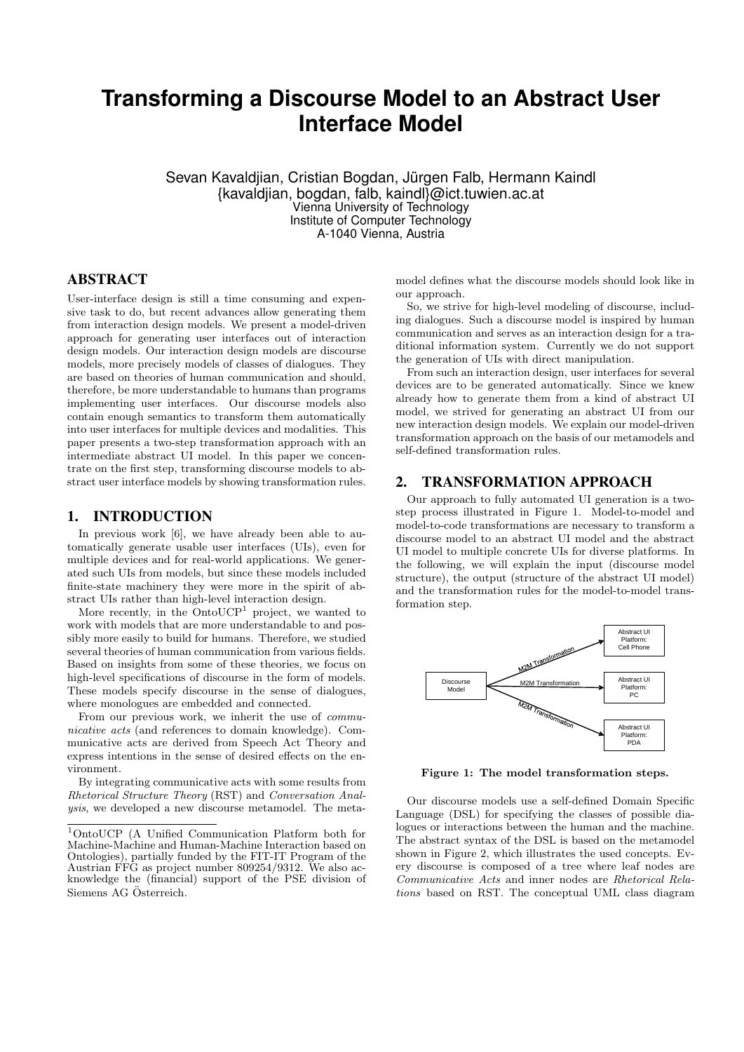# Transforming a Discourse Model to an Abstract User Interface Model

Sevan Kavaldjian, Cristian Bogdan, Jürgen Falb, Hermann Kaindl
{kavaldjian, bogdan, falb, kaindl}@ict.tuwien.ac.at
Vienna University of Technology
Institute of Computer Technology
A-1040 Vienna, Austria

## ABSTRACT

User-interface design is still a time consuming and expensive task to do, but recent advances allow generating them from interaction design models. We present a model-driven approach for generating user interfaces out of interaction design models. Our interaction design models are discourse models, more precisely models of classes of dialogues. They are based on theories of human communication and should, therefore, be more understandable to humans than programs implementing user interfaces. Our discourse models also contain enough semantics to transform them automatically into user interfaces for multiple devices and modalities. This paper presents a two-step transformation approach with an intermediate abstract UI model. In this paper we concentrate on the first step, transforming discourse models to abstract user interface models by showing transformation rules.

## 1. INTRODUCTION

In previous work [6], we have already been able to automatically generate usable user interfaces (UIs), even for multiple devices and for real-world applications. We generated such UIs from models, but since these models included finite-state machinery they were more in the spirit of abstract UIs rather than high-level interaction design.

More recently, in the OntoUCP[1] project, we wanted to work with models that are more understandable to and possibly more easily to build for humans. Therefore, we studied several theories of human communication from various fields. Based on insights from some of these theories, we focus on high-level specifications of discourse in the form of models. These models specify discourse in the sense of dialogues, where monologues are embedded and connected.

From our previous work, we inherit the use of *communicative acts* (and references to domain knowledge). Communicative acts are derived from Speech Act Theory and express intentions in the sense of desired effects on the environment.

By integrating communicative acts with some results from *Rhetorical Structure Theory* (RST) and *Conversation Analysis*, we developed a new discourse metamodel. The metamodel defines what the discourse models should look like in our approach.

So, we strive for high-level modeling of discourse, including dialogues. Such a discourse model is inspired by human communication and serves as an interaction design for a traditional information system. Currently we do not support the generation of UIs with direct manipulation.

From such an interaction design, user interfaces for several devices are to be generated automatically. Since we knew already how to generate them from a kind of abstract UI model, we strived for generating an abstract UI from our new interaction design models. We explain our model-driven transformation approach on the basis of our metamodels and self-defined transformation rules.

## 2. TRANSFORMATION APPROACH

Our approach to fully automated UI generation is a two-step process illustrated in Figure 1. Model-to-model and model-to-code transformations are necessary to transform a discourse model to an abstract UI model and the abstract UI model to multiple concrete UIs for diverse platforms. In the following, we will explain the input (discourse model structure), the output (structure of the abstract UI model) and the transformation rules for the model-to-model transformation step.

**Figure 1: The model transformation steps.**

Our discourse models use a self-defined Domain Specific Language (DSL) for specifying the classes of possible dialogues or interactions between the human and the machine. The abstract syntax of the DSL is based on the metamodel shown in Figure 2, which illustrates the used concepts. Every discourse is composed of a tree where leaf nodes are *Communicative Acts* and inner nodes are *Rhetorical Relations* based on RST. The conceptual UML class diagram

[1] OntoUCP (A Unified Communication Platform both for Machine-Machine and Human-Machine Interaction based on Ontologies), partially funded by the FIT-IT Program of the Austrian FFG as project number 809254/9312. We also acknowledge the (financial) support of the PSE division of Siemens AG Österreich.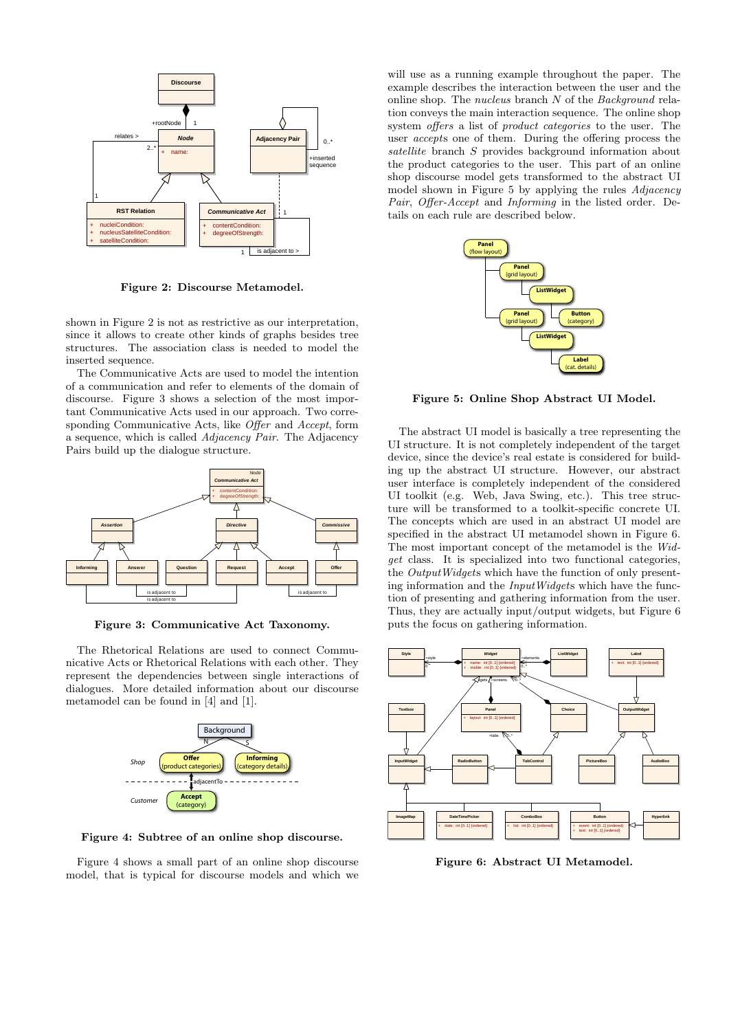**Figure 2: Discourse Metamodel.**

shown in Figure 2 is not as restrictive as our interpretation, since it allows to create other kinds of graphs besides tree structures. The association class is needed to model the inserted sequence.

The Communicative Acts are used to model the intention of a communication and refer to elements of the domain of discourse. Figure 3 shows a selection of the most important Communicative Acts used in our approach. Two corresponding Communicative Acts, like *Offer* and *Accept*, form a sequence, which is called *Adjacency Pair*. The Adjacency Pairs build up the dialogue structure.

**Figure 3: Communicative Act Taxonomy.**

The Rhetorical Relations are used to connect Communicative Acts or Rhetorical Relations with each other. They represent the dependencies between single interactions of dialogues. More detailed information about our discourse metamodel can be found in [4] and [1].

**Figure 4: Subtree of an online shop discourse.**

Figure 4 shows a small part of an online shop discourse model, that is typical for discourse models and which we will use as a running example throughout the paper. The example describes the interaction between the user and the online shop. The *nucleus* branch *N* of the *Background* relation conveys the main interaction sequence. The online shop system *offers* a list of *product categories* to the user. The user *accepts* one of them. During the offering process the *satellite* branch *S* provides background information about the product categories to the user. This part of an online shop discourse model gets transformed to the abstract UI model shown in Figure 5 by applying the rules *Adjacency Pair*, *Offer-Accept* and *Informing* in the listed order. Details on each rule are described below.

**Figure 5: Online Shop Abstract UI Model.**

The abstract UI model is basically a tree representing the UI structure. It is not completely independent of the target device, since the device's real estate is considered for building up the abstract UI structure. However, our abstract user interface is completely independent of the considered UI toolkit (e.g. Web, Java Swing, etc.). This tree structure will be transformed to a toolkit-specific concrete UI. The concepts which are used in an abstract UI model are specified in the abstract UI metamodel shown in Figure 6. The most important concept of the metamodel is the *Widget* class. It is specialized into two functional categories, the *OutputWidgets* which have the function of only presenting information and the *InputWidgets* which have the function of presenting and gathering information from the user. Thus, they are actually input/output widgets, but Figure 6 puts the focus on gathering information.

**Figure 6: Abstract UI Metamodel.**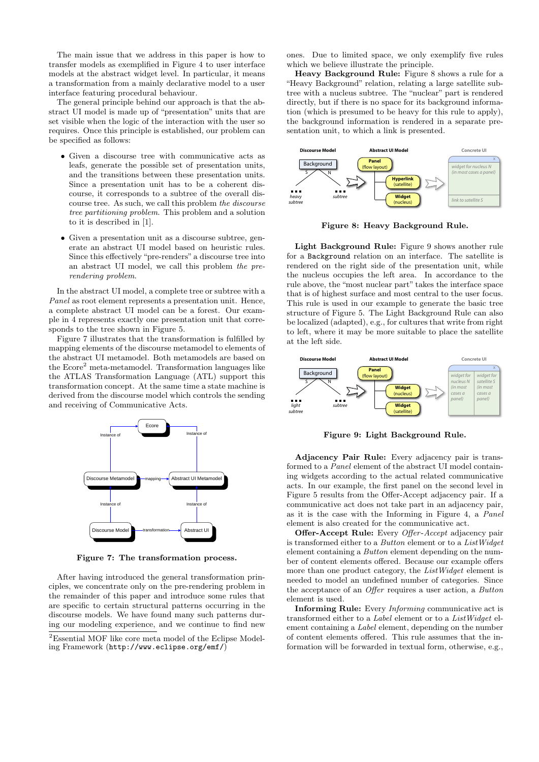The main issue that we address in this paper is how to transfer models as exemplified in Figure 4 to user interface models at the abstract widget level. In particular, it means a transformation from a mainly declarative model to a user interface featuring procedural behaviour.

The general principle behind our approach is that the abstract UI model is made up of "presentation" units that are set visible when the logic of the interaction with the user so requires. Once this principle is established, our problem can be specified as follows:

- Given a discourse tree with communicative acts as leafs, generate the possible set of presentation units, and the transitions between these presentation units. Since a presentation unit has to be a coherent discourse, it corresponds to a subtree of the overall discourse tree. As such, we call this problem *the discourse tree partitioning problem*. This problem and a solution to it is described in [1].

- Given a presentation unit as a discourse subtree, generate an abstract UI model based on heuristic rules. Since this effectively "pre-renders" a discourse tree into an abstract UI model, we call this problem *the pre-rendering problem*.

In the abstract UI model, a complete tree or subtree with a *Panel* as root element represents a presentation unit. Hence, a complete abstract UI model can be a forest. Our example in 4 represents exactly one presentation unit that corresponds to the tree shown in Figure 5.

Figure 7 illustrates that the transformation is fulfilled by mapping elements of the discourse metamodel to elements of the abstract UI metamodel. Both metamodels are based on the Ecore[2] meta-metamodel. Transformation languages like the ATLAS Transformation Language (ATL) support this transformation concept. At the same time a state machine is derived from the discourse model which controls the sending and receiving of Communicative Acts.

**Figure 7: The transformation process.**

After having introduced the general transformation principles, we concentrate only on the pre-rendering problem in the remainder of this paper and introduce some rules that are specific to certain structural patterns occurring in the discourse models. We have found many such patterns during our modeling experience, and we continue to find new ones. Due to limited space, we only exemplify five rules which we believe illustrate the principle.

[2]Essential MOF like core meta model of the Eclipse Modeling Framework (`http://www.eclipse.org/emf/`)

**Heavy Background Rule:** Figure 8 shows a rule for a "Heavy Background" relation, relating a large satellite subtree with a nucleus subtree. The "nuclear" part is rendered directly, but if there is no space for its background information (which is presumed to be heavy for this rule to apply), the background information is rendered in a separate presentation unit, to which a link is presented.

**Figure 8: Heavy Background Rule.**

**Light Background Rule:** Figure 9 shows another rule for a `Background` relation on an interface. The satellite is rendered on the right side of the presentation unit, while the nucleus occupies the left area. In accordance to the rule above, the "most nuclear part" takes the interface space that is of highest surface and most central to the user focus. This rule is used in our example to generate the basic tree structure of Figure 5. The Light Background Rule can also be localized (adapted), e.g., for cultures that write from right to left, where it may be more suitable to place the satellite at the left side.

**Figure 9: Light Background Rule.**

**Adjacency Pair Rule:** Every adjacency pair is transformed to a *Panel* element of the abstract UI model containing widgets according to the actual related communicative acts. In our example, the first panel on the second level in Figure 5 results from the Offer-Accept adjacency pair. If a communicative act does not take part in an adjacency pair, as it is the case with the Informing in Figure 4, a *Panel* element is also created for the communicative act.

**Offer-Accept Rule:** Every *Offer-Accept* adjacency pair is transformed either to a *Button* element or to a *ListWidget* element containing a *Button* element depending on the number of content elements offered. Because our example offers more than one product category, the *ListWidget* element is needed to model an undefined number of categories. Since the acceptance of an *Offer* requires a user action, a *Button* element is used.

**Informing Rule:** Every *Informing* communicative act is transformed either to a *Label* element or to a *ListWidget* element containing a *Label* element, depending on the number of content elements offered. This rule assumes that the information will be forwarded in textual form, otherwise, e.g.,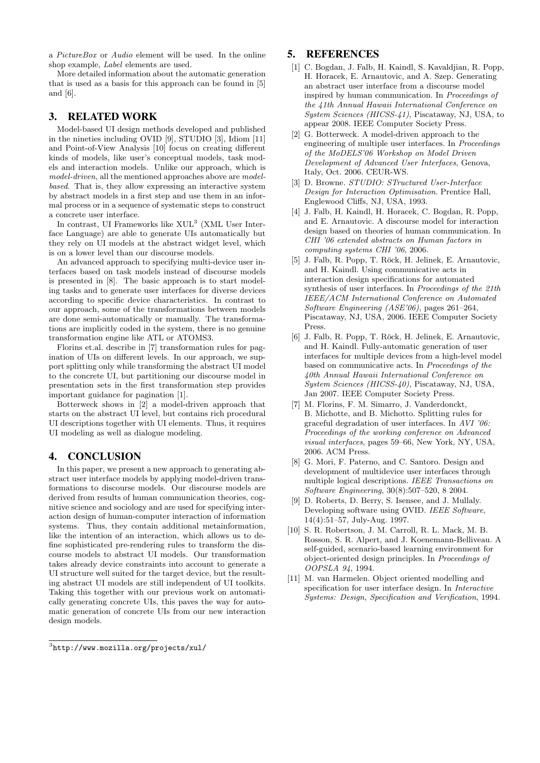a *PictureBox* or *Audio* element will be used. In the online shop example, *Label* elements are used.

More detailed information about the automatic generation that is used as a basis for this approach can be found in [5] and [6].

## 3. RELATED WORK

Model-based UI design methods developed and published in the nineties including OVID [9], STUDIO [3], Idiom [11] and Point-of-View Analysis [10] focus on creating different kinds of models, like user's conceptual models, task models and interaction models. Unlike our approach, which is *model-driven*, all the mentioned approaches above are *model-based*. That is, they allow expressing an interactive system by abstract models in a first step and use them in an informal process or in a sequence of systematic steps to construct a concrete user interface.

In contrast, UI Frameworks like XUL[3] (XML User Interface Language) are able to generate UIs automatically but they rely on UI models at the abstract widget level, which is on a lower level than our discourse models.

An advanced approach to specifying multi-device user interfaces based on task models instead of discourse models is presented in [8]. The basic approach is to start modeling tasks and to generate user interfaces for diverse devices according to specific device characteristics. In contrast to our approach, some of the transformations between models are done semi-automatically or manually. The transformations are implicitly coded in the system, there is no genuine transformation engine like ATL or ATOMS3.

Florins et.al. describe in [7] transformation rules for pagination of UIs on different levels. In our approach, we support splitting only while transforming the abstract UI model to the concrete UI, but partitioning our discourse model in presentation sets in the first transformation step provides important guidance for pagination [1].

Botterweck shows in [2] a model-driven approach that starts on the abstract UI level, but contains rich procedural UI descriptions together with UI elements. Thus, it requires UI modeling as well as dialogue modeling.

## 4. CONCLUSION

In this paper, we present a new approach to generating abstract user interface models by applying model-driven transformations to discourse models. Our discourse models are derived from results of human communication theories, cognitive science and sociology and are used for specifying interaction design of human-computer interaction of information systems. Thus, they contain additional metainformation, like the intention of an interaction, which allows us to define sophisticated pre-rendering rules to transform the discourse models to abstract UI models. Our transformation takes already device constraints into account to generate a UI structure well suited for the target device, but the resulting abstract UI models are still independent of UI toolkits. Taking this together with our previous work on automatically generating concrete UIs, this paves the way for automatic generation of concrete UIs from our new interaction design models.

[3] http://www.mozilla.org/projects/xul/

## 5. REFERENCES

[1] C. Bogdan, J. Falb, H. Kaindl, S. Kavaldjian, R. Popp, H. Horacek, E. Arnautovic, and A. Szep. Generating an abstract user interface from a discourse model inspired by human communication. In *Proceedings of the 41th Annual Hawaii International Conference on System Sciences (HICSS-41)*, Piscataway, NJ, USA, to appear 2008. IEEE Computer Society Press.

[2] G. Botterweck. A model-driven approach to the engineering of multiple user interfaces. In *Proceedings of the MoDELS'06 Workshop on Model Driven Development of Advanced User Interfaces*, Genova, Italy, Oct. 2006. CEUR-WS.

[3] D. Browne. *STUDIO: STructured User-Interface Design for Interaction Optimisation*. Prentice Hall, Englewood Cliffs, NJ, USA, 1993.

[4] J. Falb, H. Kaindl, H. Horacek, C. Bogdan, R. Popp, and E. Arnautovic. A discourse model for interaction design based on theories of human communication. In *CHI '06 extended abstracts on Human factors in computing systems CHI '06*, 2006.

[5] J. Falb, R. Popp, T. Röck, H. Jelinek, E. Arnautovic, and H. Kaindl. Using communicative acts in interaction design specifications for automated synthesis of user interfaces. In *Proceedings of the 21th IEEE/ACM International Conference on Automated Software Engineering (ASE'06)*, pages 261–264, Piscataway, NJ, USA, 2006. IEEE Computer Society Press.

[6] J. Falb, R. Popp, T. Röck, H. Jelinek, E. Arnautovic, and H. Kaindl. Fully-automatic generation of user interfaces for multiple devices from a high-level model based on communicative acts. In *Proceedings of the 40th Annual Hawaii International Conference on System Sciences (HICSS-40)*, Piscataway, NJ, USA, Jan 2007. IEEE Computer Society Press.

[7] M. Florins, F. M. Simarro, J. Vanderdonckt, B. Michotte, and B. Michotto. Splitting rules for graceful degradation of user interfaces. In *AVI '06: Proceedings of the working conference on Advanced visual interfaces*, pages 59–66, New York, NY, USA, 2006. ACM Press.

[8] G. Mori, F. Paterno, and C. Santoro. Design and development of multidevice user interfaces through multiple logical descriptions. *IEEE Transactions on Software Engineering*, 30(8):507–520, 8 2004.

[9] D. Roberts, D. Berry, S. Isensee, and J. Mullaly. Developing software using OVID. *IEEE Software*, 14(4):51–57, July-Aug. 1997.

[10] S. R. Robertson, J. M. Carroll, R. L. Mack, M. B. Rosson, S. R. Alpert, and J. Koenemann-Belliveau. A self-guided, scenario-based learning environment for object-oriented design principles. In *Proceedings of OOPSLA 94*, 1994.

[11] M. van Harmelen. Object oriented modelling and specification for user interface design. In *Interactive Systems: Design, Specification and Verification*, 1994.